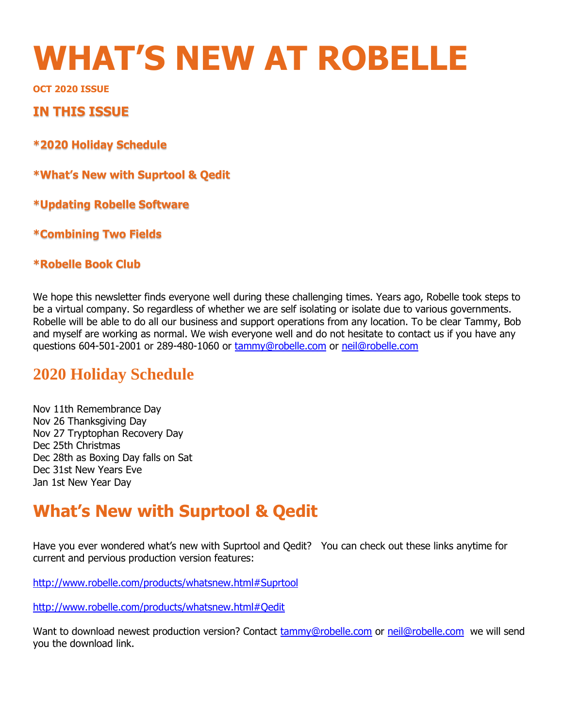# WHAT'S NEW AT ROBELLE

**OCT 2020 ISSUE**

## IN THIS ISSUE

**\*2020 Holiday Schedule**

**\*What's New with Suprtool & Qedit**

**\*Updating Robelle Software**

**\*Combining Two Fields**

**\*Robelle Book Club**

We hope this newsletter finds everyone well during these challenging times. Years ago, Robelle took steps to be a virtual company. So regardless of whether we are self isolating or isolate due to various governments. Robelle will be able to do all our business and support operations from any location. To be clear Tammy, Bob and myself are working as normal. We wish everyone well and do not hesitate to contact us if you have any questions 604-501-2001 or 289-480-1060 or tammy@robelle.com or neil@robelle.com

## 2020 Holiday Schedule

Nov 11th Remembrance Day
Nov 26 Thanksgiving Day
Nov 27 Tryptophan Recovery Day
Dec 25th Christmas
Dec 28th as Boxing Day falls on Sat
Dec 31st New Years Eve
Jan 1st New Year Day

## What's New with Suprtool & Qedit

Have you ever wondered what's new with Suprtool and Qedit? You can check out these links anytime for current and pervious production version features:

http://www.robelle.com/products/whatsnew.html#Suprtool

http://www.robelle.com/products/whatsnew.html#Qedit

Want to download newest production version? Contact tammy@robelle.com or neil@robelle.com we will send you the download link.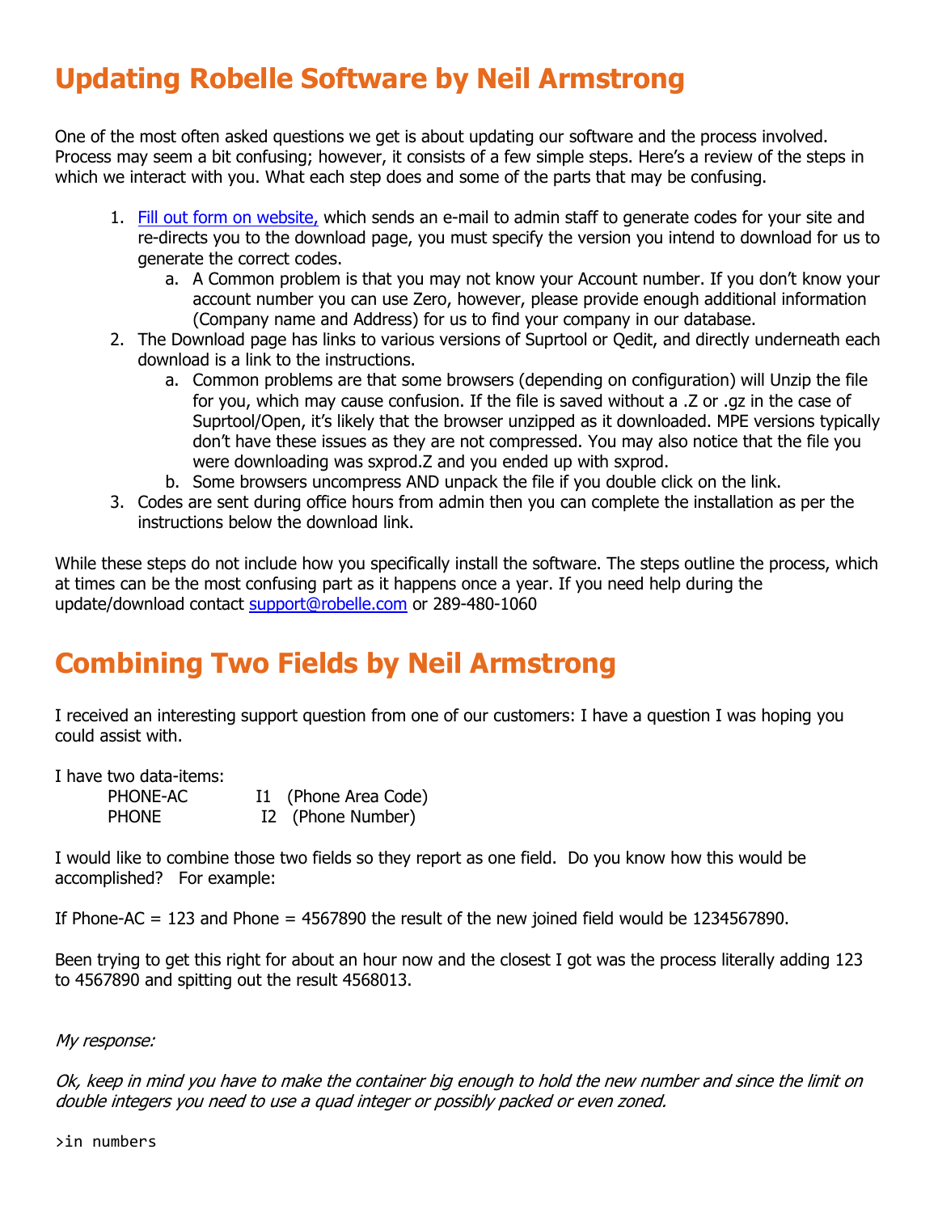# Updating Robelle Software by Neil Armstrong

One of the most often asked questions we get is about updating our software and the process involved. Process may seem a bit confusing; however, it consists of a few simple steps. Here's a review of the steps in which we interact with you. What each step does and some of the parts that may be confusing.

1. Fill out form on website, which sends an e-mail to admin staff to generate codes for your site and re-directs you to the download page, you must specify the version you intend to download for us to generate the correct codes.
    a. A Common problem is that you may not know your Account number. If you don't know your account number you can use Zero, however, please provide enough additional information (Company name and Address) for us to find your company in our database.
2. The Download page has links to various versions of Suprtool or Qedit, and directly underneath each download is a link to the instructions.
    a. Common problems are that some browsers (depending on configuration) will Unzip the file for you, which may cause confusion. If the file is saved without a .Z or .gz in the case of Suprtool/Open, it's likely that the browser unzipped as it downloaded. MPE versions typically don't have these issues as they are not compressed. You may also notice that the file you were downloading was sxprod.Z and you ended up with sxprod.
    b. Some browsers uncompress AND unpack the file if you double click on the link.
3. Codes are sent during office hours from admin then you can complete the installation as per the instructions below the download link.

While these steps do not include how you specifically install the software. The steps outline the process, which at times can be the most confusing part as it happens once a year. If you need help during the update/download contact support@robelle.com or 289-480-1060

# Combining Two Fields by Neil Armstrong

I received an interesting support question from one of our customers: I have a question I was hoping you could assist with.

I have two data-items:

```
PHONE-AC      I1  (Phone Area Code)
PHONE         I2  (Phone Number)
```

I would like to combine those two fields so they report as one field. Do you know how this would be accomplished? For example:

If Phone-AC = 123 and Phone = 4567890 the result of the new joined field would be 1234567890.

Been trying to get this right for about an hour now and the closest I got was the process literally adding 123 to 4567890 and spitting out the result 4568013.

*My response:*

*Ok, keep in mind you have to make the container big enough to hold the new number and since the limit on double integers you need to use a quad integer or possibly packed or even zoned.*

```
>in numbers
```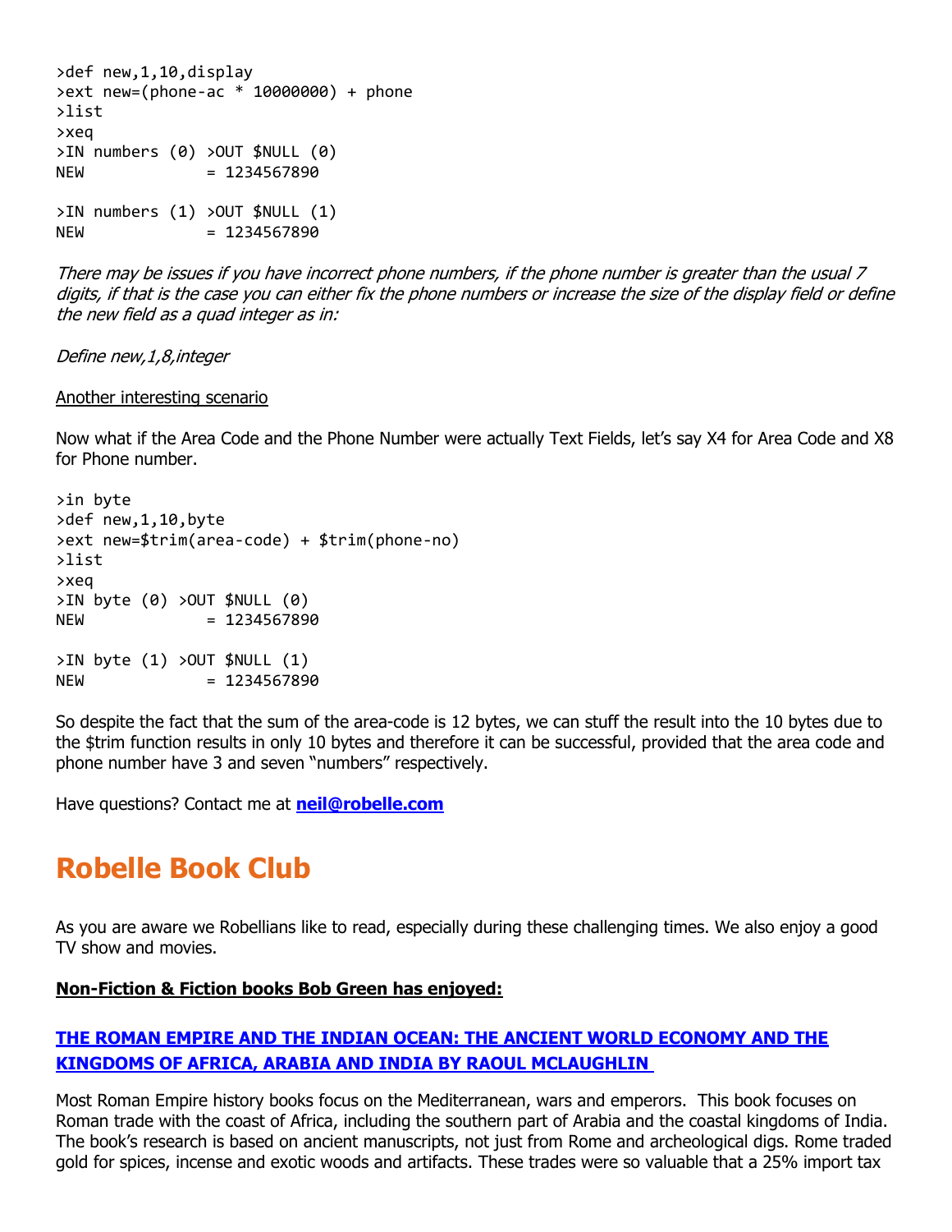```
>def new,1,10,display
>ext new=(phone-ac * 10000000) + phone
>list
>xeq
>IN numbers (0) >OUT $NULL (0)
NEW             = 1234567890

>IN numbers (1) >OUT $NULL (1)
NEW             = 1234567890
```

*There may be issues if you have incorrect phone numbers, if the phone number is greater than the usual 7 digits, if that is the case you can either fix the phone numbers or increase the size of the display field or define the new field as a quad integer as in:*

*Define new,1,8,integer*

Another interesting scenario

Now what if the Area Code and the Phone Number were actually Text Fields, let's say X4 for Area Code and X8 for Phone number.

```
>in byte
>def new,1,10,byte
>ext new=$trim(area-code) + $trim(phone-no)
>list
>xeq
>IN byte (0) >OUT $NULL (0)
NEW             = 1234567890

>IN byte (1) >OUT $NULL (1)
NEW             = 1234567890
```

So despite the fact that the sum of the area-code is 12 bytes, we can stuff the result into the 10 bytes due to the $trim function results in only 10 bytes and therefore it can be successful, provided that the area code and phone number have 3 and seven "numbers" respectively.

Have questions? Contact me at **neil@robelle.com**

# Robelle Book Club

As you are aware we Robellians like to read, especially during these challenging times. We also enjoy a good TV show and movies.

**Non-Fiction & Fiction books Bob Green has enjoyed:**

### THE ROMAN EMPIRE AND THE INDIAN OCEAN: THE ANCIENT WORLD ECONOMY AND THE KINGDOMS OF AFRICA, ARABIA AND INDIA BY RAOUL MCLAUGHLIN

Most Roman Empire history books focus on the Mediterranean, wars and emperors. This book focuses on Roman trade with the coast of Africa, including the southern part of Arabia and the coastal kingdoms of India. The book's research is based on ancient manuscripts, not just from Rome and archeological digs. Rome traded gold for spices, incense and exotic woods and artifacts. These trades were so valuable that a 25% import tax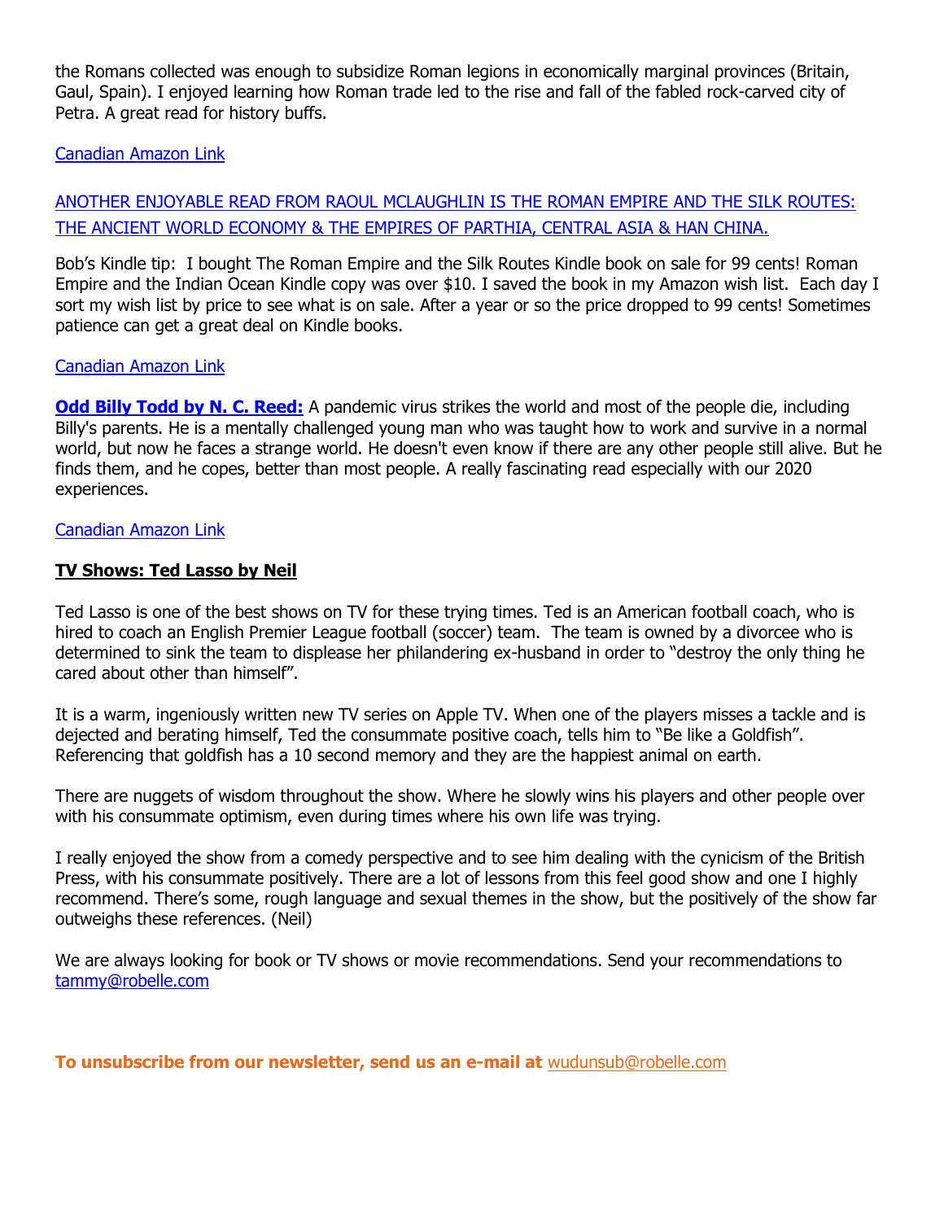the Romans collected was enough to subsidize Roman legions in economically marginal provinces (Britain, Gaul, Spain). I enjoyed learning how Roman trade led to the rise and fall of the fabled rock-carved city of Petra. A great read for history buffs.

Canadian Amazon Link

ANOTHER ENJOYABLE READ FROM RAOUL MCLAUGHLIN IS THE ROMAN EMPIRE AND THE SILK ROUTES: THE ANCIENT WORLD ECONOMY & THE EMPIRES OF PARTHIA, CENTRAL ASIA & HAN CHINA.

Bob's Kindle tip: I bought The Roman Empire and the Silk Routes Kindle book on sale for 99 cents! Roman Empire and the Indian Ocean Kindle copy was over $10. I saved the book in my Amazon wish list. Each day I sort my wish list by price to see what is on sale. After a year or so the price dropped to 99 cents! Sometimes patience can get a great deal on Kindle books.

Canadian Amazon Link

**Odd Billy Todd by N. C. Reed:** A pandemic virus strikes the world and most of the people die, including Billy's parents. He is a mentally challenged young man who was taught how to work and survive in a normal world, but now he faces a strange world. He doesn't even know if there are any other people still alive. But he finds them, and he copes, better than most people. A really fascinating read especially with our 2020 experiences.

Canadian Amazon Link

## TV Shows: Ted Lasso by Neil

Ted Lasso is one of the best shows on TV for these trying times. Ted is an American football coach, who is hired to coach an English Premier League football (soccer) team. The team is owned by a divorcee who is determined to sink the team to displease her philandering ex-husband in order to "destroy the only thing he cared about other than himself".

It is a warm, ingeniously written new TV series on Apple TV. When one of the players misses a tackle and is dejected and berating himself, Ted the consummate positive coach, tells him to "Be like a Goldfish". Referencing that goldfish has a 10 second memory and they are the happiest animal on earth.

There are nuggets of wisdom throughout the show. Where he slowly wins his players and other people over with his consummate optimism, even during times where his own life was trying.

I really enjoyed the show from a comedy perspective and to see him dealing with the cynicism of the British Press, with his consummate positively. There are a lot of lessons from this feel good show and one I highly recommend. There's some, rough language and sexual themes in the show, but the positively of the show far outweighs these references. (Neil)

We are always looking for book or TV shows or movie recommendations. Send your recommendations to tammy@robelle.com

**To unsubscribe from our newsletter, send us an e-mail at** wudunsub@robelle.com